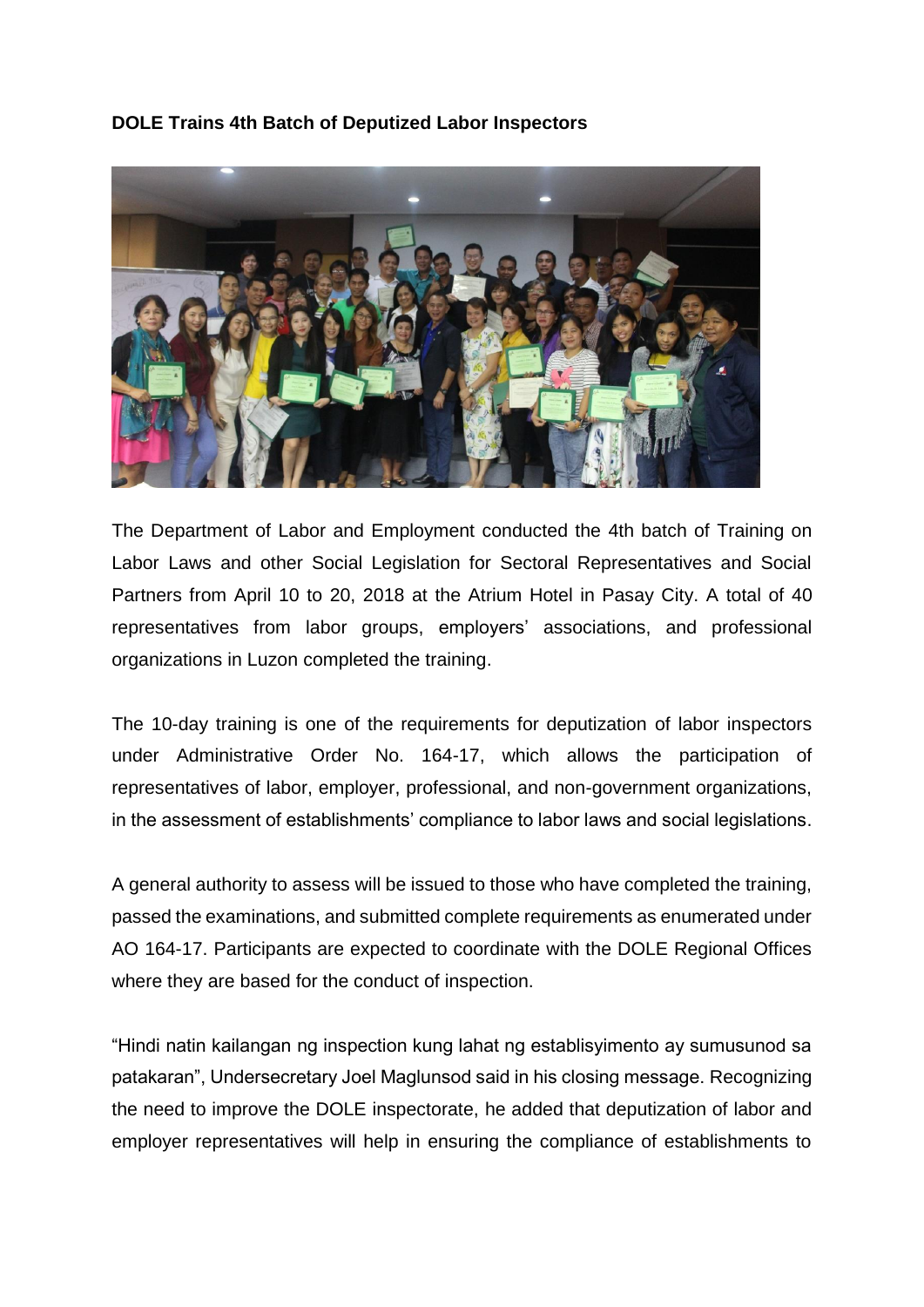**DOLE Trains 4th Batch of Deputized Labor Inspectors**

The Department of Labor and Employment conducted the 4th batch of Training on Labor Laws and other Social Legislation for Sectoral Representatives and Social Partners from April 10 to 20, 2018 at the Atrium Hotel in Pasay City. A total of 40 representatives from labor groups, employers' associations, and professional organizations in Luzon completed the training.

The 10-day training is one of the requirements for deputization of labor inspectors under Administrative Order No. 164-17, which allows the participation of representatives of labor, employer, professional, and non-government organizations, in the assessment of establishments' compliance to labor laws and social legislations.

A general authority to assess will be issued to those who have completed the training, passed the examinations, and submitted complete requirements as enumerated under AO 164-17. Participants are expected to coordinate with the DOLE Regional Offices where they are based for the conduct of inspection.

"Hindi natin kailangan ng inspection kung lahat ng establisyimento ay sumusunod sa patakaran", Undersecretary Joel Maglunsod said in his closing message. Recognizing the need to improve the DOLE inspectorate, he added that deputization of labor and employer representatives will help in ensuring the compliance of establishments to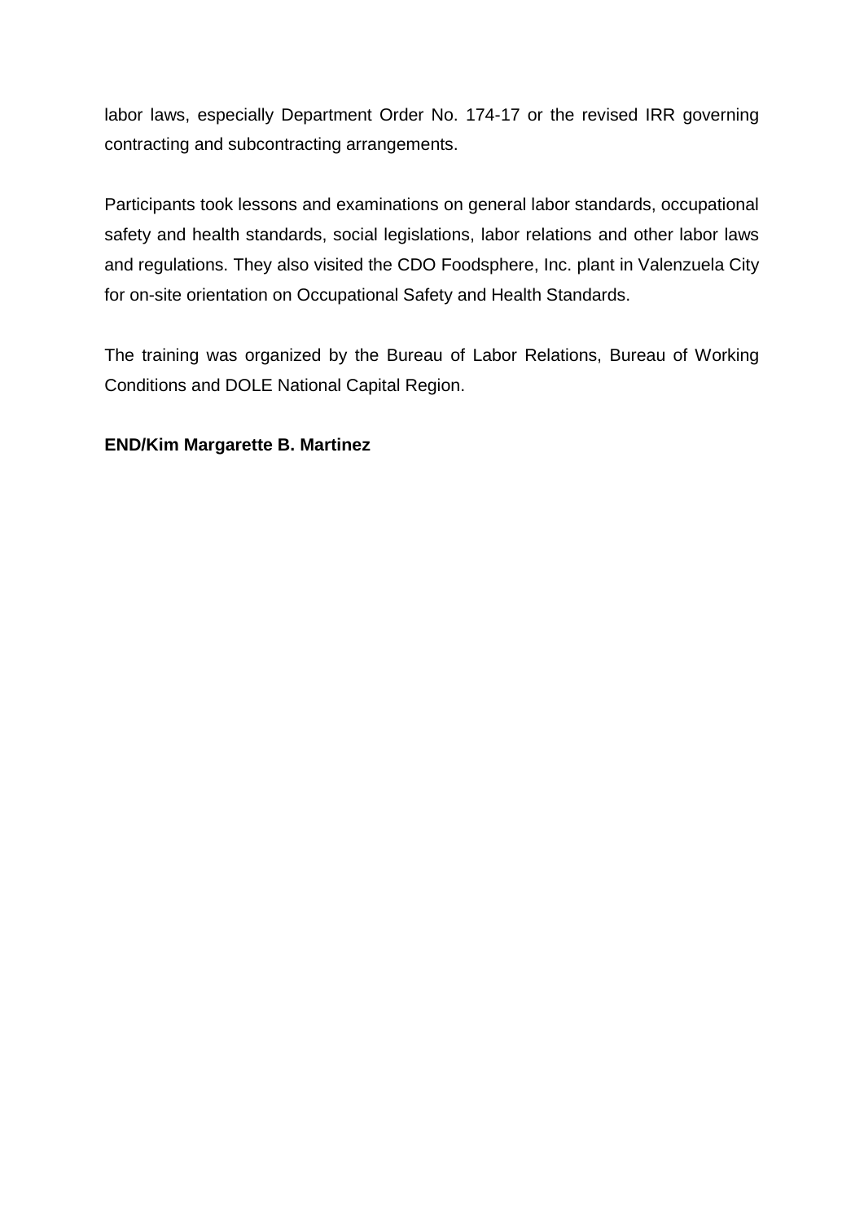labor laws, especially Department Order No. 174-17 or the revised IRR governing contracting and subcontracting arrangements.

Participants took lessons and examinations on general labor standards, occupational safety and health standards, social legislations, labor relations and other labor laws and regulations. They also visited the CDO Foodsphere, Inc. plant in Valenzuela City for on-site orientation on Occupational Safety and Health Standards.

The training was organized by the Bureau of Labor Relations, Bureau of Working Conditions and DOLE National Capital Region.

**END/Kim Margarette B. Martinez**